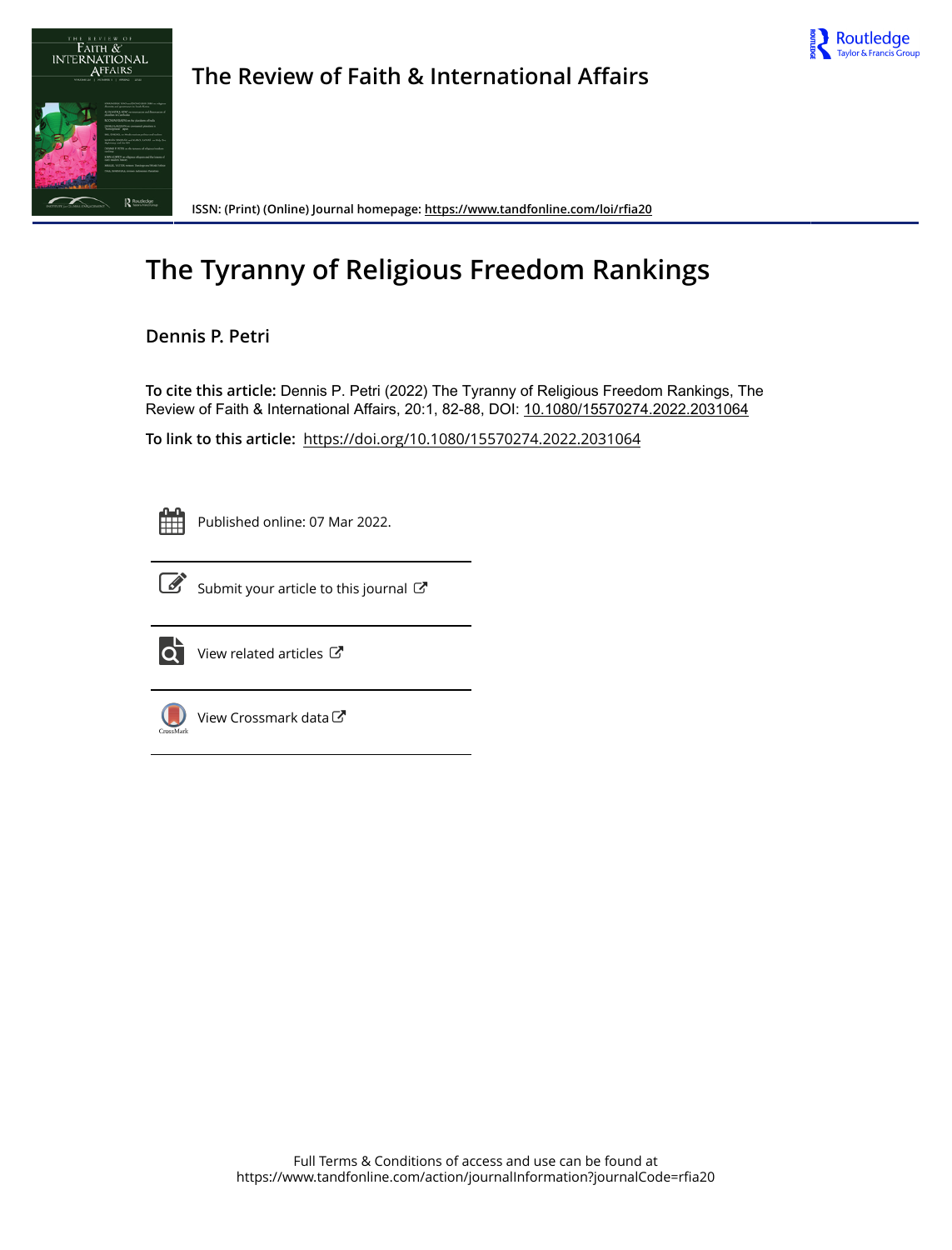# The Review of Faith & International Affairs

ISSN: (Print) (Online) Journal homepage: https://www.tandfonline.com/loi/rfia20

# The Tyranny of Religious Freedom Rankings

**Dennis P. Petri**

**To cite this article:** Dennis P. Petri (2022) The Tyranny of Religious Freedom Rankings, The Review of Faith & International Affairs, 20:1, 82-88, DOI: 10.1080/15570274.2022.2031064

**To link to this article:** https://doi.org/10.1080/15570274.2022.2031064

Published online: 07 Mar 2022.

Submit your article to this journal

View related articles

View Crossmark data

Full Terms & Conditions of access and use can be found at https://www.tandfonline.com/action/journalInformation?journalCode=rfia20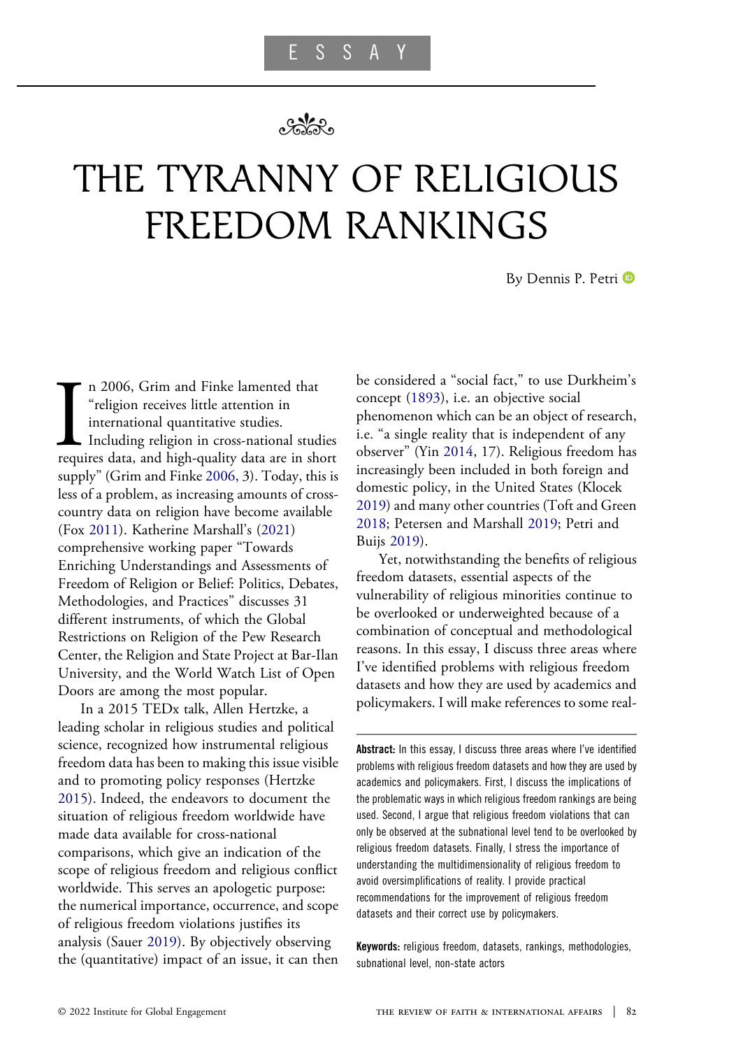ESSAY

# THE TYRANNY OF RELIGIOUS FREEDOM RANKINGS

By Dennis P. Petri

In 2006, Grim and Finke lamented that "religion receives little attention in international quantitative studies. Including religion in cross-national studies requires data, and high-quality data are in short supply" (Grim and Finke 2006, 3). Today, this is less of a problem, as increasing amounts of cross-country data on religion have become available (Fox 2011). Katherine Marshall's (2021) comprehensive working paper "Towards Enriching Understandings and Assessments of Freedom of Religion or Belief: Politics, Debates, Methodologies, and Practices" discusses 31 different instruments, of which the Global Restrictions on Religion of the Pew Research Center, the Religion and State Project at Bar-Ilan University, and the World Watch List of Open Doors are among the most popular.

In a 2015 TEDx talk, Allen Hertzke, a leading scholar in religious studies and political science, recognized how instrumental religious freedom data has been to making this issue visible and to promoting policy responses (Hertzke 2015). Indeed, the endeavors to document the situation of religious freedom worldwide have made data available for cross-national comparisons, which give an indication of the scope of religious freedom and religious conflict worldwide. This serves an apologetic purpose: the numerical importance, occurrence, and scope of religious freedom violations justifies its analysis (Sauer 2019). By objectively observing the (quantitative) impact of an issue, it can then be considered a "social fact," to use Durkheim's concept (1893), i.e. an objective social phenomenon which can be an object of research, i.e. "a single reality that is independent of any observer" (Yin 2014, 17). Religious freedom has increasingly been included in both foreign and domestic policy, in the United States (Klocek 2019) and many other countries (Toft and Green 2018; Petersen and Marshall 2019; Petri and Buijs 2019).

Yet, notwithstanding the benefits of religious freedom datasets, essential aspects of the vulnerability of religious minorities continue to be overlooked or underweighted because of a combination of conceptual and methodological reasons. In this essay, I discuss three areas where I've identified problems with religious freedom datasets and how they are used by academics and policymakers. I will make references to some real-

**Abstract:** In this essay, I discuss three areas where I've identified problems with religious freedom datasets and how they are used by academics and policymakers. First, I discuss the implications of the problematic ways in which religious freedom rankings are being used. Second, I argue that religious freedom violations that can only be observed at the subnational level tend to be overlooked by religious freedom datasets. Finally, I stress the importance of understanding the multidimensionality of religious freedom to avoid oversimplifications of reality. I provide practical recommendations for the improvement of religious freedom datasets and their correct use by policymakers.

**Keywords:** religious freedom, datasets, rankings, methodologies, subnational level, non-state actors

© 2022 Institute for Global Engagement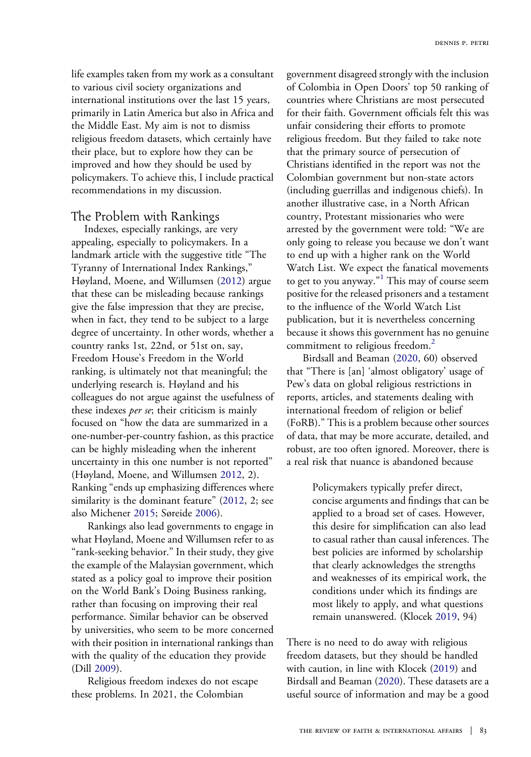life examples taken from my work as a consultant to various civil society organizations and international institutions over the last 15 years, primarily in Latin America but also in Africa and the Middle East. My aim is not to dismiss religious freedom datasets, which certainly have their place, but to explore how they can be improved and how they should be used by policymakers. To achieve this, I include practical recommendations in my discussion.

## The Problem with Rankings

Indexes, especially rankings, are very appealing, especially to policymakers. In a landmark article with the suggestive title "The Tyranny of International Index Rankings," Høyland, Moene, and Willumsen (2012) argue that these can be misleading because rankings give the false impression that they are precise, when in fact, they tend to be subject to a large degree of uncertainty. In other words, whether a country ranks 1st, 22nd, or 51st on, say, Freedom House's Freedom in the World ranking, is ultimately not that meaningful; the underlying research is. Høyland and his colleagues do not argue against the usefulness of these indexes *per se*; their criticism is mainly focused on "how the data are summarized in a one-number-per-country fashion, as this practice can be highly misleading when the inherent uncertainty in this one number is not reported" (Høyland, Moene, and Willumsen 2012, 2). Ranking "ends up emphasizing differences where similarity is the dominant feature" (2012, 2; see also Michener 2015; Søreide 2006).

Rankings also lead governments to engage in what Høyland, Moene and Willumsen refer to as "rank-seeking behavior." In their study, they give the example of the Malaysian government, which stated as a policy goal to improve their position on the World Bank's Doing Business ranking, rather than focusing on improving their real performance. Similar behavior can be observed by universities, who seem to be more concerned with their position in international rankings than with the quality of the education they provide (Dill 2009).

Religious freedom indexes do not escape these problems. In 2021, the Colombian government disagreed strongly with the inclusion of Colombia in Open Doors' top 50 ranking of countries where Christians are most persecuted for their faith. Government officials felt this was unfair considering their efforts to promote religious freedom. But they failed to take note that the primary source of persecution of Christians identified in the report was not the Colombian government but non-state actors (including guerrillas and indigenous chiefs). In another illustrative case, in a North African country, Protestant missionaries who were arrested by the government were told: "We are only going to release you because we don't want to end up with a higher rank on the World Watch List. We expect the fanatical movements to get to you anyway."[1] This may of course seem positive for the released prisoners and a testament to the influence of the World Watch List publication, but it is nevertheless concerning because it shows this government has no genuine commitment to religious freedom.[2]

Birdsall and Beaman (2020, 60) observed that "There is [an] 'almost obligatory' usage of Pew's data on global religious restrictions in reports, articles, and statements dealing with international freedom of religion or belief (FoRB)." This is a problem because other sources of data, that may be more accurate, detailed, and robust, are too often ignored. Moreover, there is a real risk that nuance is abandoned because

> Policymakers typically prefer direct, concise arguments and findings that can be applied to a broad set of cases. However, this desire for simplification can also lead to casual rather than causal inferences. The best policies are informed by scholarship that clearly acknowledges the strengths and weaknesses of its empirical work, the conditions under which its findings are most likely to apply, and what questions remain unanswered. (Klocek 2019, 94)

There is no need to do away with religious freedom datasets, but they should be handled with caution, in line with Klocek (2019) and Birdsall and Beaman (2020). These datasets are a useful source of information and may be a good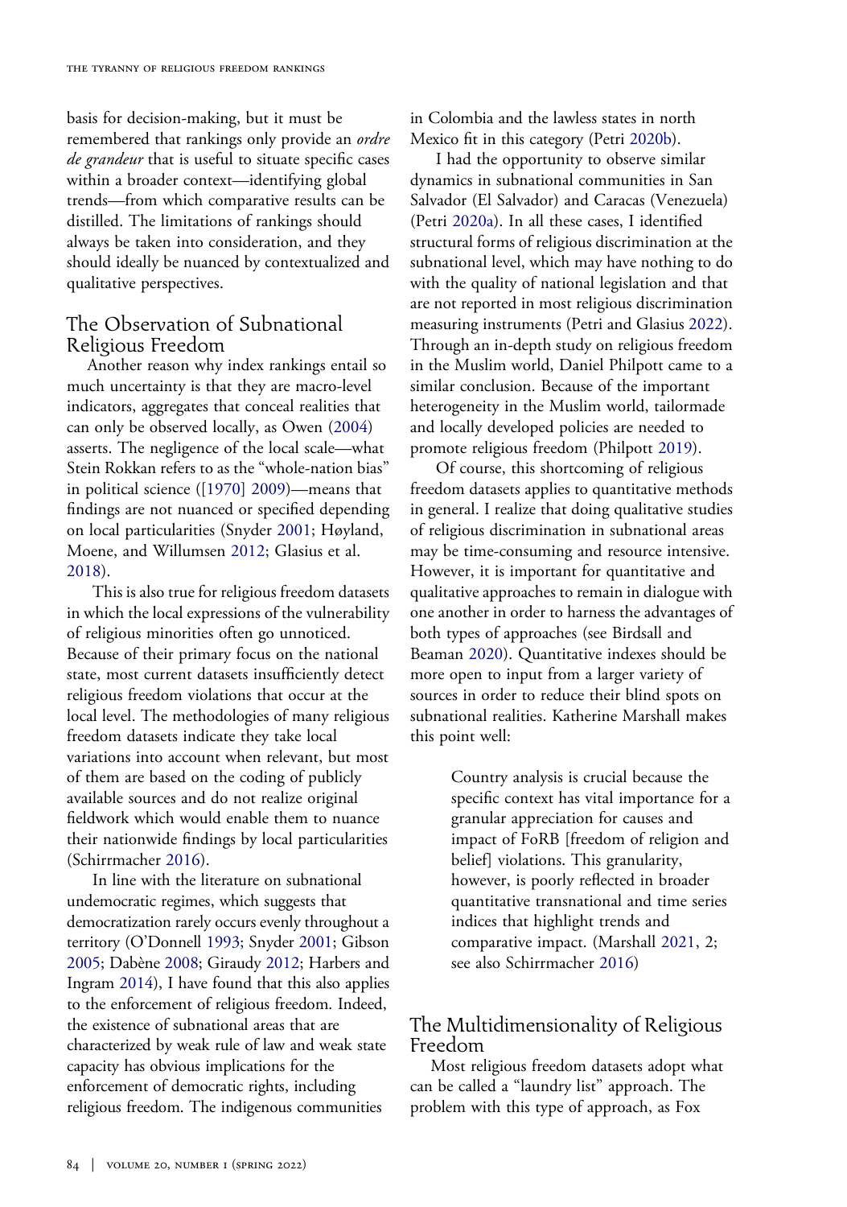basis for decision-making, but it must be remembered that rankings only provide an *ordre de grandeur* that is useful to situate specific cases within a broader context—identifying global trends—from which comparative results can be distilled. The limitations of rankings should always be taken into consideration, and they should ideally be nuanced by contextualized and qualitative perspectives.

## The Observation of Subnational Religious Freedom

Another reason why index rankings entail so much uncertainty is that they are macro-level indicators, aggregates that conceal realities that can only be observed locally, as Owen (2004) asserts. The negligence of the local scale—what Stein Rokkan refers to as the "whole-nation bias" in political science ([1970] 2009)—means that findings are not nuanced or specified depending on local particularities (Snyder 2001; Høyland, Moene, and Willumsen 2012; Glasius et al. 2018).

This is also true for religious freedom datasets in which the local expressions of the vulnerability of religious minorities often go unnoticed. Because of their primary focus on the national state, most current datasets insufficiently detect religious freedom violations that occur at the local level. The methodologies of many religious freedom datasets indicate they take local variations into account when relevant, but most of them are based on the coding of publicly available sources and do not realize original fieldwork which would enable them to nuance their nationwide findings by local particularities (Schirrmacher 2016).

In line with the literature on subnational undemocratic regimes, which suggests that democratization rarely occurs evenly throughout a territory (O'Donnell 1993; Snyder 2001; Gibson 2005; Dabène 2008; Giraudy 2012; Harbers and Ingram 2014), I have found that this also applies to the enforcement of religious freedom. Indeed, the existence of subnational areas that are characterized by weak rule of law and weak state capacity has obvious implications for the enforcement of democratic rights, including religious freedom. The indigenous communities in Colombia and the lawless states in north Mexico fit in this category (Petri 2020b).

I had the opportunity to observe similar dynamics in subnational communities in San Salvador (El Salvador) and Caracas (Venezuela) (Petri 2020a). In all these cases, I identified structural forms of religious discrimination at the subnational level, which may have nothing to do with the quality of national legislation and that are not reported in most religious discrimination measuring instruments (Petri and Glasius 2022). Through an in-depth study on religious freedom in the Muslim world, Daniel Philpott came to a similar conclusion. Because of the important heterogeneity in the Muslim world, tailormade and locally developed policies are needed to promote religious freedom (Philpott 2019).

Of course, this shortcoming of religious freedom datasets applies to quantitative methods in general. I realize that doing qualitative studies of religious discrimination in subnational areas may be time-consuming and resource intensive. However, it is important for quantitative and qualitative approaches to remain in dialogue with one another in order to harness the advantages of both types of approaches (see Birdsall and Beaman 2020). Quantitative indexes should be more open to input from a larger variety of sources in order to reduce their blind spots on subnational realities. Katherine Marshall makes this point well:

> Country analysis is crucial because the specific context has vital importance for a granular appreciation for causes and impact of FoRB [freedom of religion and belief] violations. This granularity, however, is poorly reflected in broader quantitative transnational and time series indices that highlight trends and comparative impact. (Marshall 2021, 2; see also Schirrmacher 2016)

## The Multidimensionality of Religious Freedom

Most religious freedom datasets adopt what can be called a "laundry list" approach. The problem with this type of approach, as Fox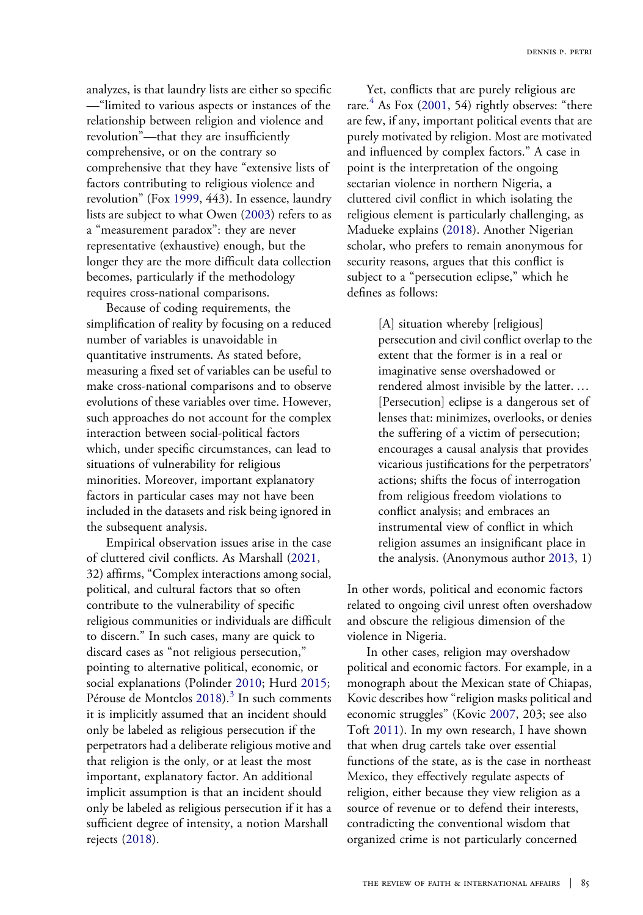analyzes, is that laundry lists are either so specific —"limited to various aspects or instances of the relationship between religion and violence and revolution"—that they are insufficiently comprehensive, or on the contrary so comprehensive that they have "extensive lists of factors contributing to religious violence and revolution" (Fox 1999, 443). In essence, laundry lists are subject to what Owen (2003) refers to as a "measurement paradox": they are never representative (exhaustive) enough, but the longer they are the more difficult data collection becomes, particularly if the methodology requires cross-national comparisons.

Because of coding requirements, the simplification of reality by focusing on a reduced number of variables is unavoidable in quantitative instruments. As stated before, measuring a fixed set of variables can be useful to make cross-national comparisons and to observe evolutions of these variables over time. However, such approaches do not account for the complex interaction between social-political factors which, under specific circumstances, can lead to situations of vulnerability for religious minorities. Moreover, important explanatory factors in particular cases may not have been included in the datasets and risk being ignored in the subsequent analysis.

Empirical observation issues arise in the case of cluttered civil conflicts. As Marshall (2021, 32) affirms, "Complex interactions among social, political, and cultural factors that so often contribute to the vulnerability of specific religious communities or individuals are difficult to discern." In such cases, many are quick to discard cases as "not religious persecution," pointing to alternative political, economic, or social explanations (Polinder 2010; Hurd 2015; Pérouse de Montclos 2018).[3] In such comments it is implicitly assumed that an incident should only be labeled as religious persecution if the perpetrators had a deliberate religious motive and that religion is the only, or at least the most important, explanatory factor. An additional implicit assumption is that an incident should only be labeled as religious persecution if it has a sufficient degree of intensity, a notion Marshall rejects (2018).

Yet, conflicts that are purely religious are rare.[4] As Fox (2001, 54) rightly observes: "there are few, if any, important political events that are purely motivated by religion. Most are motivated and influenced by complex factors." A case in point is the interpretation of the ongoing sectarian violence in northern Nigeria, a cluttered civil conflict in which isolating the religious element is particularly challenging, as Madueke explains (2018). Another Nigerian scholar, who prefers to remain anonymous for security reasons, argues that this conflict is subject to a "persecution eclipse," which he defines as follows:

> [A] situation whereby [religious] persecution and civil conflict overlap to the extent that the former is in a real or imaginative sense overshadowed or rendered almost invisible by the latter. … [Persecution] eclipse is a dangerous set of lenses that: minimizes, overlooks, or denies the suffering of a victim of persecution; encourages a causal analysis that provides vicarious justifications for the perpetrators' actions; shifts the focus of interrogation from religious freedom violations to conflict analysis; and embraces an instrumental view of conflict in which religion assumes an insignificant place in the analysis. (Anonymous author 2013, 1)

In other words, political and economic factors related to ongoing civil unrest often overshadow and obscure the religious dimension of the violence in Nigeria.

In other cases, religion may overshadow political and economic factors. For example, in a monograph about the Mexican state of Chiapas, Kovic describes how "religion masks political and economic struggles" (Kovic 2007, 203; see also Toft 2011). In my own research, I have shown that when drug cartels take over essential functions of the state, as is the case in northeast Mexico, they effectively regulate aspects of religion, either because they view religion as a source of revenue or to defend their interests, contradicting the conventional wisdom that organized crime is not particularly concerned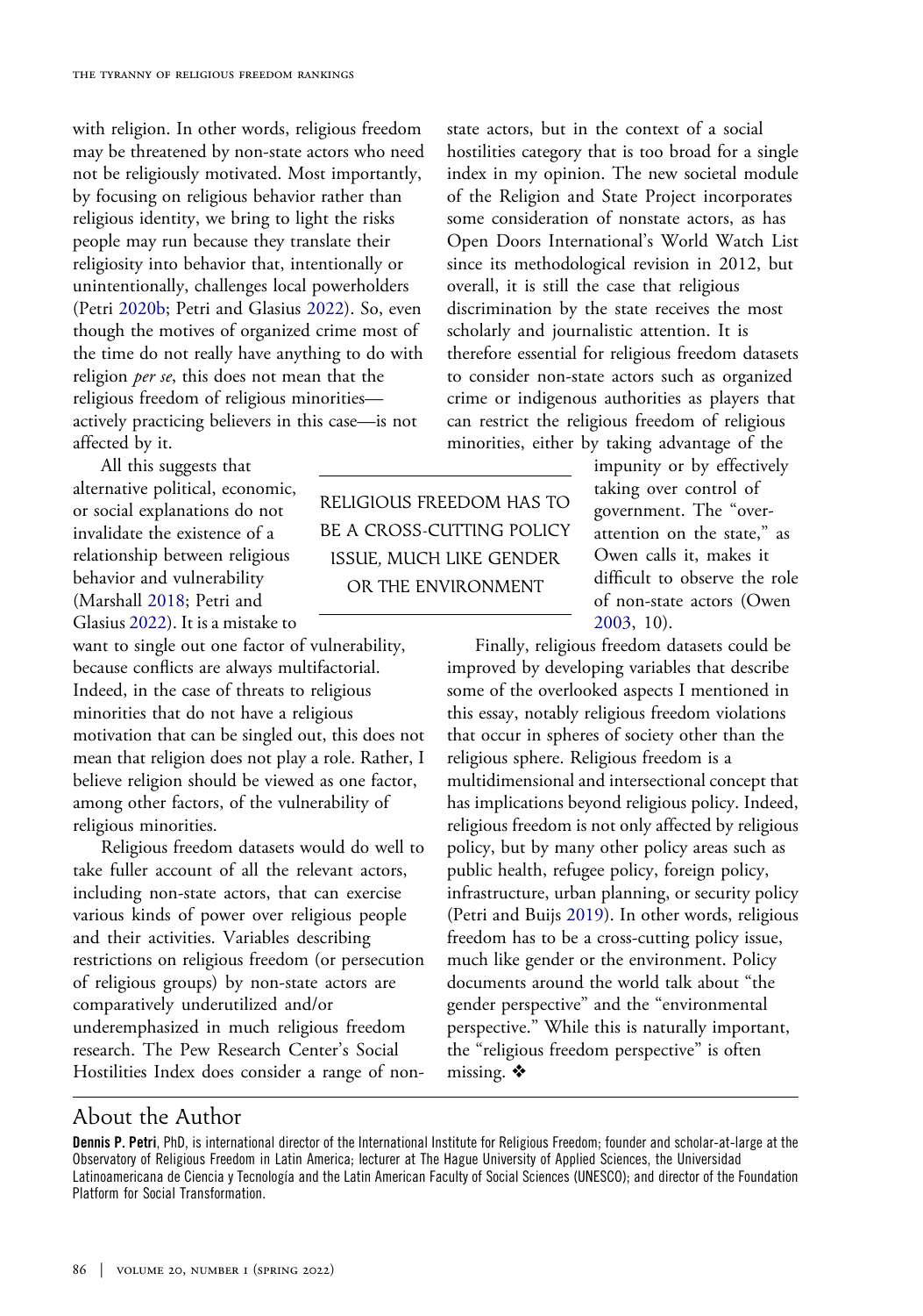with religion. In other words, religious freedom may be threatened by non-state actors who need not be religiously motivated. Most importantly, by focusing on religious behavior rather than religious identity, we bring to light the risks people may run because they translate their religiosity into behavior that, intentionally or unintentionally, challenges local powerholders (Petri 2020b; Petri and Glasius 2022). So, even though the motives of organized crime most of the time do not really have anything to do with religion *per se*, this does not mean that the religious freedom of religious minorities—actively practicing believers in this case—is not affected by it.

All this suggests that alternative political, economic, or social explanations do not invalidate the existence of a relationship between religious behavior and vulnerability (Marshall 2018; Petri and Glasius 2022). It is a mistake to want to single out one factor of vulnerability, because conflicts are always multifactorial. Indeed, in the case of threats to religious minorities that do not have a religious motivation that can be singled out, this does not mean that religion does not play a role. Rather, I believe religion should be viewed as one factor, among other factors, of the vulnerability of religious minorities.

Religious freedom datasets would do well to take fuller account of all the relevant actors, including non-state actors, that can exercise various kinds of power over religious people and their activities. Variables describing restrictions on religious freedom (or persecution of religious groups) by non-state actors are comparatively underutilized and/or underemphasized in much religious freedom research. The Pew Research Center's Social Hostilities Index does consider a range of non-state actors, but in the context of a social hostilities category that is too broad for a single index in my opinion. The new societal module of the Religion and State Project incorporates some consideration of nonstate actors, as has Open Doors International's World Watch List since its methodological revision in 2012, but overall, it is still the case that religious discrimination by the state receives the most scholarly and journalistic attention. It is therefore essential for religious freedom datasets to consider non-state actors such as organized crime or indigenous authorities as players that can restrict the religious freedom of religious minorities, either by taking advantage of the impunity or by effectively taking over control of government. The "over-attention on the state," as Owen calls it, makes it difficult to observe the role of non-state actors (Owen 2003, 10).

> RELIGIOUS FREEDOM HAS TO BE A CROSS-CUTTING POLICY ISSUE, MUCH LIKE GENDER OR THE ENVIRONMENT

Finally, religious freedom datasets could be improved by developing variables that describe some of the overlooked aspects I mentioned in this essay, notably religious freedom violations that occur in spheres of society other than the religious sphere. Religious freedom is a multidimensional and intersectional concept that has implications beyond religious policy. Indeed, religious freedom is not only affected by religious policy, but by many other policy areas such as public health, refugee policy, foreign policy, infrastructure, urban planning, or security policy (Petri and Buijs 2019). In other words, religious freedom has to be a cross-cutting policy issue, much like gender or the environment. Policy documents around the world talk about "the gender perspective" and the "environmental perspective." While this is naturally important, the "religious freedom perspective" is often missing. ❖

## About the Author

**Dennis P. Petri**, PhD, is international director of the International Institute for Religious Freedom; founder and scholar-at-large at the Observatory of Religious Freedom in Latin America; lecturer at The Hague University of Applied Sciences, the Universidad Latinoamericana de Ciencia y Tecnología and the Latin American Faculty of Social Sciences (UNESCO); and director of the Foundation Platform for Social Transformation.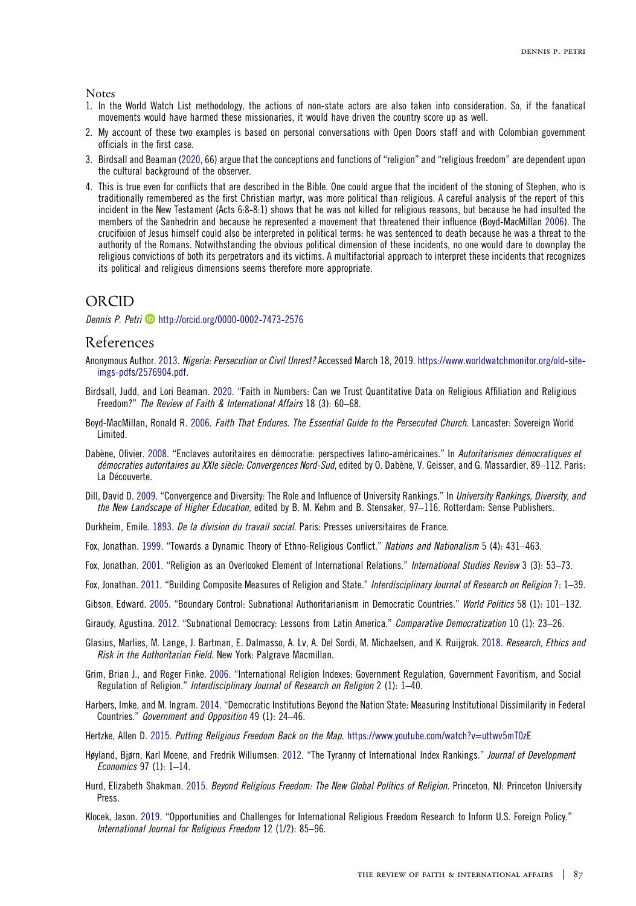Notes

1. In the World Watch List methodology, the actions of non-state actors are also taken into consideration. So, if the fanatical movements would have harmed these missionaries, it would have driven the country score up as well.
2. My account of these two examples is based on personal conversations with Open Doors staff and with Colombian government officials in the first case.
3. Birdsall and Beaman (2020, 66) argue that the conceptions and functions of "religion" and "religious freedom" are dependent upon the cultural background of the observer.
4. This is true even for conflicts that are described in the Bible. One could argue that the incident of the stoning of Stephen, who is traditionally remembered as the first Christian martyr, was more political than religious. A careful analysis of the report of this incident in the New Testament (Acts 6:8-8:1) shows that he was not killed for religious reasons, but because he had insulted the members of the Sanhedrin and because he represented a movement that threatened their influence (Boyd-MacMillan 2006). The crucifixion of Jesus himself could also be interpreted in political terms: he was sentenced to death because he was a threat to the authority of the Romans. Notwithstanding the obvious political dimension of these incidents, no one would dare to downplay the religious convictions of both its perpetrators and its victims. A multifactorial approach to interpret these incidents that recognizes its political and religious dimensions seems therefore more appropriate.

## ORCID

*Dennis P. Petri* http://orcid.org/0000-0002-7473-2576

## References

Anonymous Author. 2013. *Nigeria: Persecution or Civil Unrest?* Accessed March 18, 2019. https://www.worldwatchmonitor.org/old-site-imgs-pdfs/2576904.pdf.

Birdsall, Judd, and Lori Beaman. 2020. "Faith in Numbers: Can we Trust Quantitative Data on Religious Affiliation and Religious Freedom?" *The Review of Faith & International Affairs* 18 (3): 60–68.

Boyd-MacMillan, Ronald R. 2006. *Faith That Endures. The Essential Guide to the Persecuted Church.* Lancaster: Sovereign World Limited.

Dabène, Olivier. 2008. "Enclaves autoritaires en démocratie: perspectives latino-américaines." In *Autoritarismes démocratiques et démocraties autoritaires au XXIe siècle: Convergences Nord-Sud*, edited by O. Dabène, V. Geisser, and G. Massardier, 89–112. Paris: La Découverte.

Dill, David D. 2009. "Convergence and Diversity: The Role and Influence of University Rankings." In *University Rankings, Diversity, and the New Landscape of Higher Education*, edited by B. M. Kehm and B. Stensaker, 97–116. Rotterdam: Sense Publishers.

Durkheim, Emile. 1893. *De la division du travail social.* Paris: Presses universitaires de France.

Fox, Jonathan. 1999. "Towards a Dynamic Theory of Ethno-Religious Conflict." *Nations and Nationalism* 5 (4): 431–463.

Fox, Jonathan. 2001. "Religion as an Overlooked Element of International Relations." *International Studies Review* 3 (3): 53–73.

Fox, Jonathan. 2011. "Building Composite Measures of Religion and State." *Interdisciplinary Journal of Research on Religion* 7: 1–39.

Gibson, Edward. 2005. "Boundary Control: Subnational Authoritarianism in Democratic Countries." *World Politics* 58 (1): 101–132.

Giraudy, Agustina. 2012. "Subnational Democracy: Lessons from Latin America." *Comparative Democratization* 10 (1): 23–26.

Glasius, Marlies, M. Lange, J. Bartman, E. Dalmasso, A. Lv, A. Del Sordi, M. Michaelsen, and K. Ruijgrok. 2018. *Research, Ethics and Risk in the Authoritarian Field.* New York: Palgrave Macmillan.

Grim, Brian J., and Roger Finke. 2006. "International Religion Indexes: Government Regulation, Government Favoritism, and Social Regulation of Religion." *Interdisciplinary Journal of Research on Religion* 2 (1): 1–40.

Harbers, Imke, and M. Ingram. 2014. "Democratic Institutions Beyond the Nation State: Measuring Institutional Dissimilarity in Federal Countries." *Government and Opposition* 49 (1): 24–46.

Hertzke, Allen D. 2015. *Putting Religious Freedom Back on the Map.* https://www.youtube.com/watch?v=uttwv5mT0zE

Høyland, Bjørn, Karl Moene, and Fredrik Willumsen. 2012. "The Tyranny of International Index Rankings." *Journal of Development Economics* 97 (1): 1–14.

Hurd, Elizabeth Shakman. 2015. *Beyond Religious Freedom: The New Global Politics of Religion.* Princeton, NJ: Princeton University Press.

Klocek, Jason. 2019. "Opportunities and Challenges for International Religious Freedom Research to Inform U.S. Foreign Policy." *International Journal for Religious Freedom* 12 (1/2): 85–96.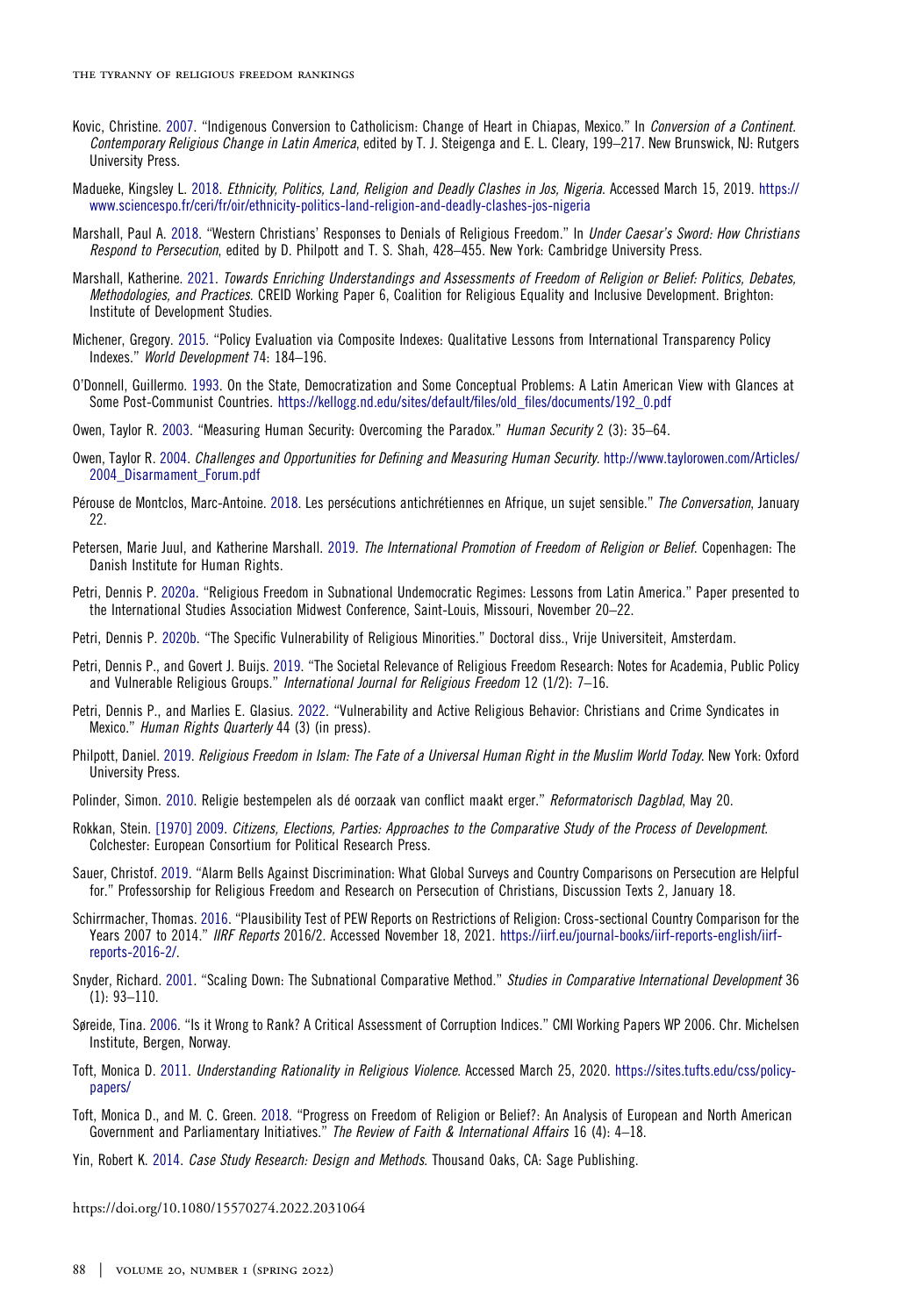Kovic, Christine. 2007. "Indigenous Conversion to Catholicism: Change of Heart in Chiapas, Mexico." In *Conversion of a Continent. Contemporary Religious Change in Latin America*, edited by T. J. Steigenga and E. L. Cleary, 199–217. New Brunswick, NJ: Rutgers University Press.

Madueke, Kingsley L. 2018. *Ethnicity, Politics, Land, Religion and Deadly Clashes in Jos, Nigeria*. Accessed March 15, 2019. https://www.sciencespo.fr/ceri/fr/oir/ethnicity-politics-land-religion-and-deadly-clashes-jos-nigeria

Marshall, Paul A. 2018. "Western Christians' Responses to Denials of Religious Freedom." In *Under Caesar's Sword: How Christians Respond to Persecution*, edited by D. Philpott and T. S. Shah, 428–455. New York: Cambridge University Press.

Marshall, Katherine. 2021. *Towards Enriching Understandings and Assessments of Freedom of Religion or Belief: Politics, Debates, Methodologies, and Practices*. CREID Working Paper 6, Coalition for Religious Equality and Inclusive Development. Brighton: Institute of Development Studies.

Michener, Gregory. 2015. "Policy Evaluation via Composite Indexes: Qualitative Lessons from International Transparency Policy Indexes." *World Development* 74: 184–196.

O'Donnell, Guillermo. 1993. On the State, Democratization and Some Conceptual Problems: A Latin American View with Glances at Some Post-Communist Countries. https://kellogg.nd.edu/sites/default/files/old_files/documents/192_0.pdf

Owen, Taylor R. 2003. "Measuring Human Security: Overcoming the Paradox." *Human Security* 2 (3): 35–64.

Owen, Taylor R. 2004. *Challenges and Opportunities for Defining and Measuring Human Security*. http://www.taylorowen.com/Articles/2004_Disarmament_Forum.pdf

Pérouse de Montclos, Marc-Antoine. 2018. Les persécutions antichrétiennes en Afrique, un sujet sensible." *The Conversation*, January 22.

Petersen, Marie Juul, and Katherine Marshall. 2019. *The International Promotion of Freedom of Religion or Belief*. Copenhagen: The Danish Institute for Human Rights.

Petri, Dennis P. 2020a. "Religious Freedom in Subnational Undemocratic Regimes: Lessons from Latin America." Paper presented to the International Studies Association Midwest Conference, Saint-Louis, Missouri, November 20–22.

Petri, Dennis P. 2020b. "The Specific Vulnerability of Religious Minorities." Doctoral diss., Vrije Universiteit, Amsterdam.

Petri, Dennis P., and Govert J. Buijs. 2019. "The Societal Relevance of Religious Freedom Research: Notes for Academia, Public Policy and Vulnerable Religious Groups." *International Journal for Religious Freedom* 12 (1/2): 7–16.

Petri, Dennis P., and Marlies E. Glasius. 2022. "Vulnerability and Active Religious Behavior: Christians and Crime Syndicates in Mexico." *Human Rights Quarterly* 44 (3) (in press).

Philpott, Daniel. 2019. *Religious Freedom in Islam: The Fate of a Universal Human Right in the Muslim World Today*. New York: Oxford University Press.

Polinder, Simon. 2010. Religie bestempelen als dé oorzaak van conflict maakt erger." *Reformatorisch Dagblad*, May 20.

Rokkan, Stein. [1970] 2009. *Citizens, Elections, Parties: Approaches to the Comparative Study of the Process of Development*. Colchester: European Consortium for Political Research Press.

Sauer, Christof. 2019. "Alarm Bells Against Discrimination: What Global Surveys and Country Comparisons on Persecution are Helpful for." Professorship for Religious Freedom and Research on Persecution of Christians, Discussion Texts 2, January 18.

Schirrmacher, Thomas. 2016. "Plausibility Test of PEW Reports on Restrictions of Religion: Cross-sectional Country Comparison for the Years 2007 to 2014." *IIRF Reports* 2016/2. Accessed November 18, 2021. https://iirf.eu/journal-books/iirf-reports-english/iirf-reports-2016-2/.

Snyder, Richard. 2001. "Scaling Down: The Subnational Comparative Method." *Studies in Comparative International Development* 36 (1): 93–110.

Søreide, Tina. 2006. "Is it Wrong to Rank? A Critical Assessment of Corruption Indices." CMI Working Papers WP 2006. Chr. Michelsen Institute, Bergen, Norway.

Toft, Monica D. 2011. *Understanding Rationality in Religious Violence*. Accessed March 25, 2020. https://sites.tufts.edu/css/policy-papers/

Toft, Monica D., and M. C. Green. 2018. "Progress on Freedom of Religion or Belief?: An Analysis of European and North American Government and Parliamentary Initiatives." *The Review of Faith & International Affairs* 16 (4): 4–18.

Yin, Robert K. 2014. *Case Study Research: Design and Methods*. Thousand Oaks, CA: Sage Publishing.

https://doi.org/10.1080/15570274.2022.2031064